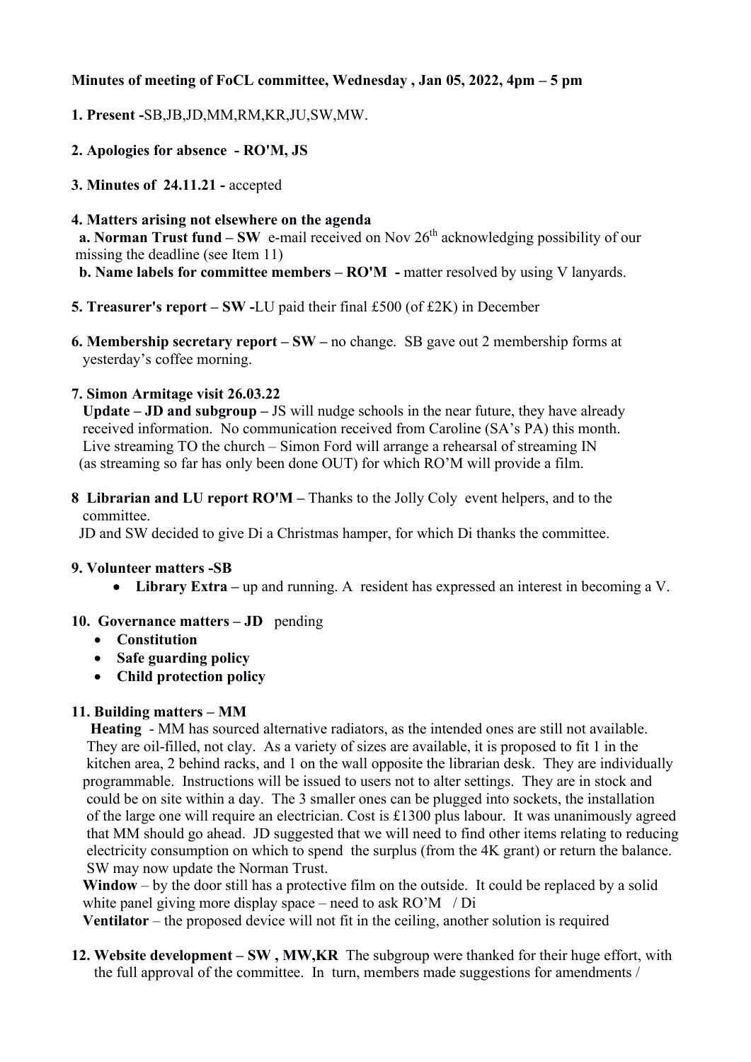**Minutes of meeting of FoCL committee, Wednesday , Jan 05, 2022, 4pm – 5 pm**

**1. Present -**SB,JB,JD,MM,RM,KR,JU,SW,MW.

**2. Apologies for absence - RO'M, JS**

**3. Minutes of 24.11.21 -** accepted

**4. Matters arising not elsewhere on the agenda**

**a. Norman Trust fund – SW** e-mail received on Nov 26th acknowledging possibility of our missing the deadline (see Item 11)

**b. Name labels for committee members – RO'M -** matter resolved by using V lanyards.

**5. Treasurer's report – SW -**LU paid their final £500 (of £2K) in December

**6. Membership secretary report – SW –** no change. SB gave out 2 membership forms at yesterday's coffee morning.

**7. Simon Armitage visit 26.03.22**

**Update – JD and subgroup –** JS will nudge schools in the near future, they have already received information. No communication received from Caroline (SA's PA) this month. Live streaming TO the church – Simon Ford will arrange a rehearsal of streaming IN (as streaming so far has only been done OUT) for which RO'M will provide a film.

**8 Librarian and LU report RO'M –** Thanks to the Jolly Coly event helpers, and to the committee.

JD and SW decided to give Di a Christmas hamper, for which Di thanks the committee.

**9. Volunteer matters -SB**

- **Library Extra –** up and running. A resident has expressed an interest in becoming a V.

**10. Governance matters – JD** pending

- **Constitution**
- **Safe guarding policy**
- **Child protection policy**

**11. Building matters – MM**

**Heating** - MM has sourced alternative radiators, as the intended ones are still not available. They are oil-filled, not clay. As a variety of sizes are available, it is proposed to fit 1 in the kitchen area, 2 behind racks, and 1 on the wall opposite the librarian desk. They are individually programmable. Instructions will be issued to users not to alter settings. They are in stock and could be on site within a day. The 3 smaller ones can be plugged into sockets, the installation of the large one will require an electrician. Cost is £1300 plus labour. It was unanimously agreed that MM should go ahead. JD suggested that we will need to find other items relating to reducing electricity consumption on which to spend the surplus (from the 4K grant) or return the balance. SW may now update the Norman Trust.

**Window** – by the door still has a protective film on the outside. It could be replaced by a solid white panel giving more display space – need to ask RO'M / Di

**Ventilator** – the proposed device will not fit in the ceiling, another solution is required

**12. Website development – SW , MW,KR** The subgroup were thanked for their huge effort, with the full approval of the committee. In turn, members made suggestions for amendments /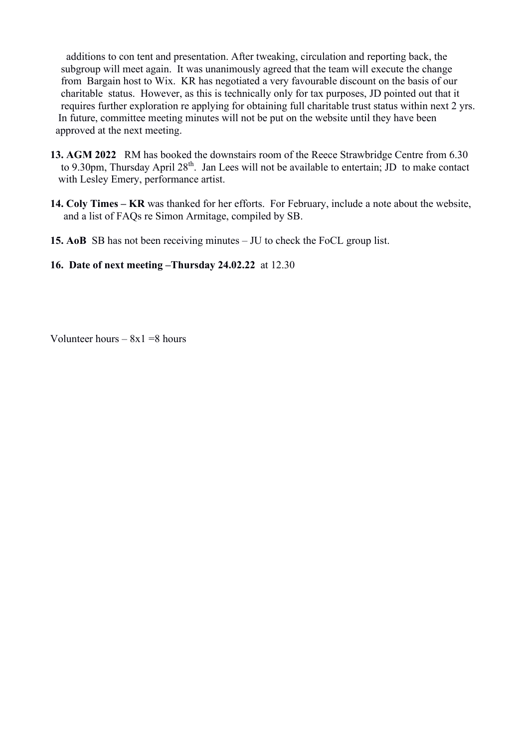additions to con tent and presentation. After tweaking, circulation and reporting back, the subgroup will meet again. It was unanimously agreed that the team will execute the change from Bargain host to Wix. KR has negotiated a very favourable discount on the basis of our charitable status. However, as this is technically only for tax purposes, JD pointed out that it requires further exploration re applying for obtaining full charitable trust status within next 2 yrs. In future, committee meeting minutes will not be put on the website until they have been approved at the next meeting.

**13. AGM 2022** RM has booked the downstairs room of the Reece Strawbridge Centre from 6.30 to 9.30pm, Thursday April 28th. Jan Lees will not be available to entertain; JD to make contact with Lesley Emery, performance artist.

**14. Coly Times – KR** was thanked for her efforts. For February, include a note about the website, and a list of FAQs re Simon Armitage, compiled by SB.

**15. AoB** SB has not been receiving minutes – JU to check the FoCL group list.

**16. Date of next meeting –Thursday 24.02.22** at 12.30

Volunteer hours – 8x1 =8 hours